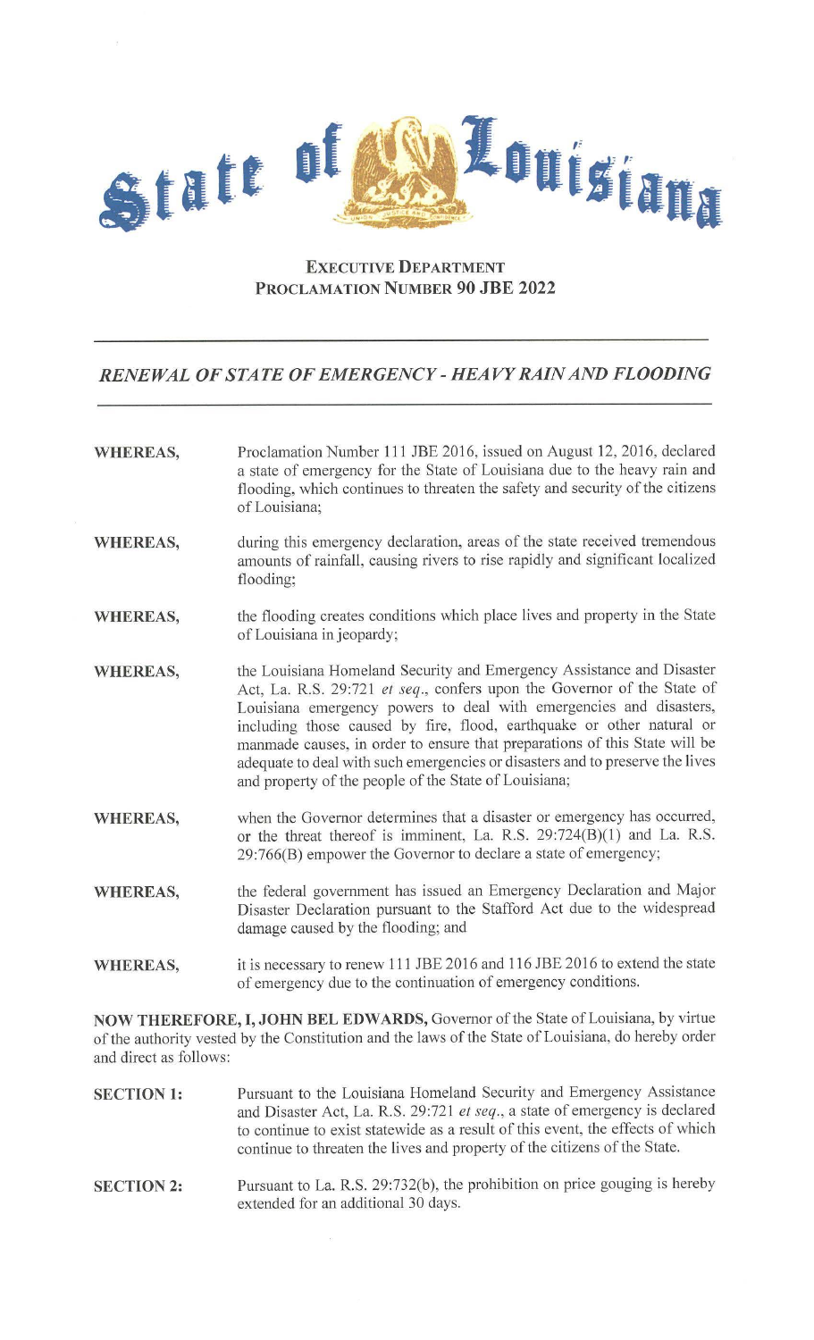# State of Louisiana

## EXECUTIVE DEPARTMENT
## PROCLAMATION NUMBER 90 JBE 2022

---

***RENEWAL OF STATE OF EMERGENCY - HEAVY RAIN AND FLOODING***

---

**WHEREAS,** Proclamation Number 111 JBE 2016, issued on August 12, 2016, declared a state of emergency for the State of Louisiana due to the heavy rain and flooding, which continues to threaten the safety and security of the citizens of Louisiana;

**WHEREAS,** during this emergency declaration, areas of the state received tremendous amounts of rainfall, causing rivers to rise rapidly and significant localized flooding;

**WHEREAS,** the flooding creates conditions which place lives and property in the State of Louisiana in jeopardy;

**WHEREAS,** the Louisiana Homeland Security and Emergency Assistance and Disaster Act, La. R.S. 29:721 *et seq.*, confers upon the Governor of the State of Louisiana emergency powers to deal with emergencies and disasters, including those caused by fire, flood, earthquake or other natural or manmade causes, in order to ensure that preparations of this State will be adequate to deal with such emergencies or disasters and to preserve the lives and property of the people of the State of Louisiana;

**WHEREAS,** when the Governor determines that a disaster or emergency has occurred, or the threat thereof is imminent, La. R.S. 29:724(B)(1) and La. R.S. 29:766(B) empower the Governor to declare a state of emergency;

**WHEREAS,** the federal government has issued an Emergency Declaration and Major Disaster Declaration pursuant to the Stafford Act due to the widespread damage caused by the flooding; and

**WHEREAS,** it is necessary to renew 111 JBE 2016 and 116 JBE 2016 to extend the state of emergency due to the continuation of emergency conditions.

**NOW THEREFORE, I, JOHN BEL EDWARDS,** Governor of the State of Louisiana, by virtue of the authority vested by the Constitution and the laws of the State of Louisiana, do hereby order and direct as follows:

**SECTION 1:** Pursuant to the Louisiana Homeland Security and Emergency Assistance and Disaster Act, La. R.S. 29:721 *et seq.*, a state of emergency is declared to continue to exist statewide as a result of this event, the effects of which continue to threaten the lives and property of the citizens of the State.

**SECTION 2:** Pursuant to La. R.S. 29:732(b), the prohibition on price gouging is hereby extended for an additional 30 days.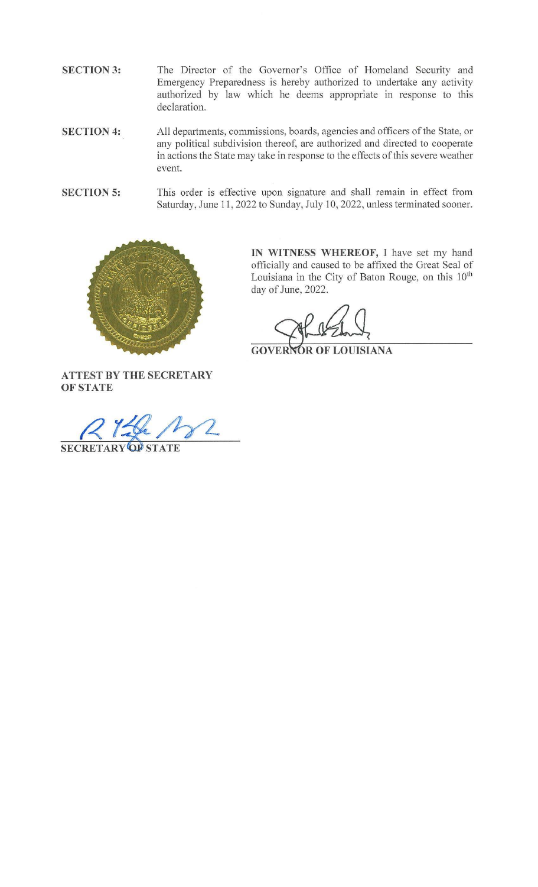**SECTION 3:** The Director of the Governor's Office of Homeland Security and Emergency Preparedness is hereby authorized to undertake any activity authorized by law which he deems appropriate in response to this declaration.

**SECTION 4:** All departments, commissions, boards, agencies and officers of the State, or any political subdivision thereof, are authorized and directed to cooperate in actions the State may take in response to the effects of this severe weather event.

**SECTION 5:** This order is effective upon signature and shall remain in effect from Saturday, June 11, 2022 to Sunday, July 10, 2022, unless terminated sooner.

**IN WITNESS WHEREOF,** I have set my hand officially and caused to be affixed the Great Seal of Louisiana in the City of Baton Rouge, on this 10th day of June, 2022.

**GOVERNOR OF LOUISIANA**

**ATTEST BY THE SECRETARY OF STATE**

**SECRETARY OF STATE**